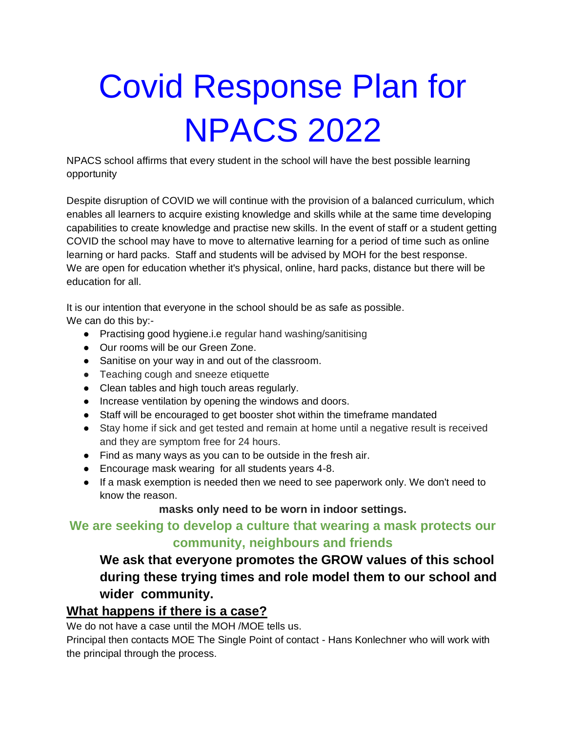# Covid Response Plan for NPACS 2022

NPACS school affirms that every student in the school will have the best possible learning opportunity

Despite disruption of COVID we will continue with the provision of a balanced curriculum, which enables all learners to acquire existing knowledge and skills while at the same time developing capabilities to create knowledge and practise new skills. In the event of staff or a student getting COVID the school may have to move to alternative learning for a period of time such as online learning or hard packs. Staff and students will be advised by MOH for the best response.
We are open for education whether it's physical, online, hard packs, distance but there will be education for all.

It is our intention that everyone in the school should be as safe as possible.
We can do this by:-

- Practising good hygiene.i.e regular hand washing/sanitising
- Our rooms will be our Green Zone.
- Sanitise on your way in and out of the classroom.
- Teaching cough and sneeze etiquette
- Clean tables and high touch areas regularly.
- Increase ventilation by opening the windows and doors.
- Staff will be encouraged to get booster shot within the timeframe mandated
- Stay home if sick and get tested and remain at home until a negative result is received and they are symptom free for 24 hours.
- Find as many ways as you can to be outside in the fresh air.
- Encourage mask wearing for all students years 4-8.
- If a mask exemption is needed then we need to see paperwork only. We don't need to know the reason.

**masks only need to be worn in indoor settings.**

**We are seeking to develop a culture that wearing a mask protects our community, neighbours and friends**

**We ask that everyone promotes the GROW values of this school during these trying times and role model them to our school and wider community.**

## What happens if there is a case?

We do not have a case until the MOH /MOE tells us.
Principal then contacts MOE The Single Point of contact - Hans Konlechner who will work with the principal through the process.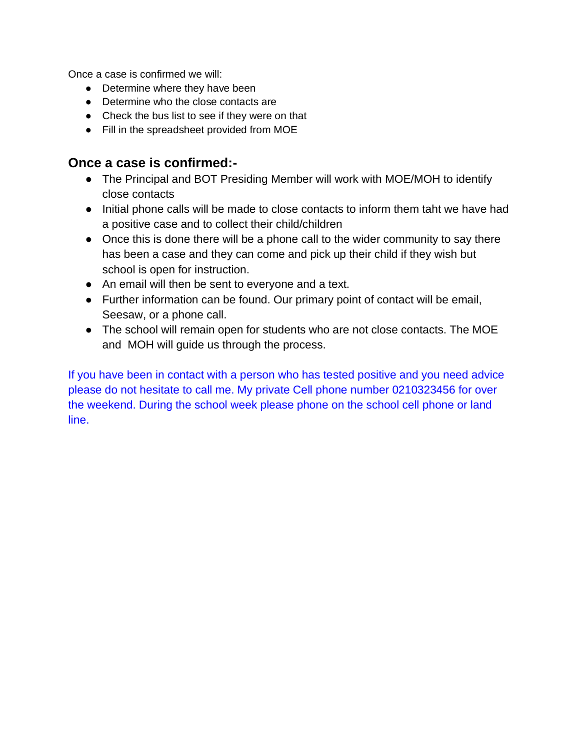Once a case is confirmed we will:

- Determine where they have been
- Determine who the close contacts are
- Check the bus list to see if they were on that
- Fill in the spreadsheet provided from MOE

### Once a case is confirmed:-

- The Principal and BOT Presiding Member will work with MOE/MOH to identify close contacts
- Initial phone calls will be made to close contacts to inform them taht we have had a positive case and to collect their child/children
- Once this is done there will be a phone call to the wider community to say there has been a case and they can come and pick up their child if they wish but school is open for instruction.
- An email will then be sent to everyone and a text.
- Further information can be found. Our primary point of contact will be email, Seesaw, or a phone call.
- The school will remain open for students who are not close contacts. The MOE and MOH will guide us through the process.

If you have been in contact with a person who has tested positive and you need advice please do not hesitate to call me. My private Cell phone number 0210323456 for over the weekend. During the school week please phone on the school cell phone or land line.